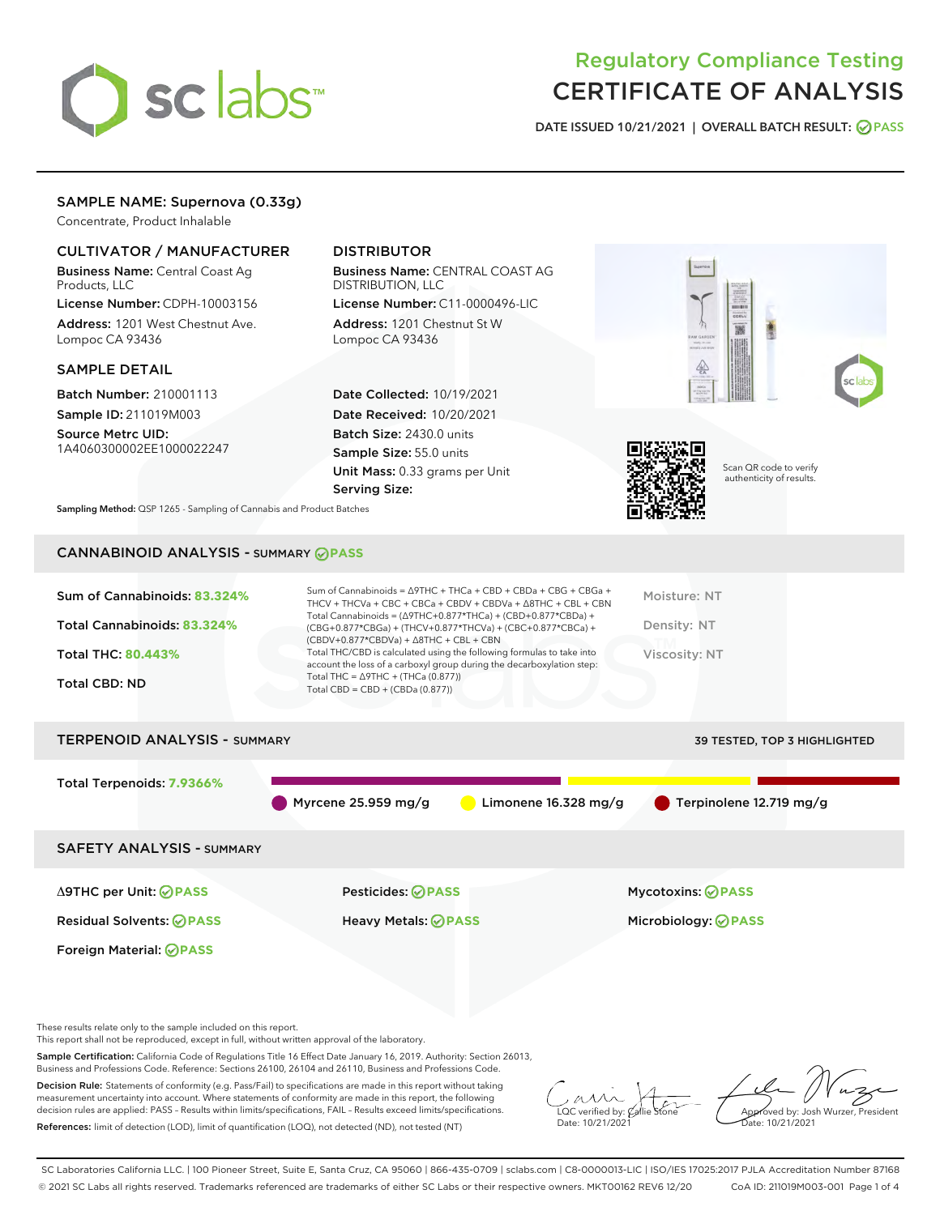# Regulatory Compliance Testing
# CERTIFICATE OF ANALYSIS

DATE ISSUED 10/21/2021 | OVERALL BATCH RESULT: PASS

## SAMPLE NAME: Supernova (0.33g)

Concentrate, Product Inhalable

### CULTIVATOR / MANUFACTURER

**Business Name:** Central Coast Ag Products, LLC

**License Number:** CDPH-10003156

**Address:** 1201 West Chestnut Ave. Lompoc CA 93436

### DISTRIBUTOR

**Business Name:** CENTRAL COAST AG DISTRIBUTION, LLC

**License Number:** C11-0000496-LIC

**Address:** 1201 Chestnut St W Lompoc CA 93436

### SAMPLE DETAIL

**Batch Number:** 210001113

**Sample ID:** 211019M003

**Source Metrc UID:** 1A4060300002EE1000022247

**Date Collected:** 10/19/2021

**Date Received:** 10/20/2021

**Batch Size:** 2430.0 units

**Sample Size:** 55.0 units

**Unit Mass:** 0.33 grams per Unit

**Serving Size:**

Scan QR code to verify authenticity of results.

**Sampling Method:** QSP 1265 - Sampling of Cannabis and Product Batches

## CANNABINOID ANALYSIS - SUMMARY PASS

Sum of Cannabinoids: **83.324%**

Total Cannabinoids: **83.324%**

Total THC: **80.443%**

Total CBD: ND

Sum of Cannabinoids = Δ9THC + THCa + CBD + CBDa + CBG + CBGa + THCV + THCVa + CBC + CBCa + CBDV + CBDVa + Δ8THC + CBL + CBN

Total Cannabinoids = (Δ9THC+0.877*THCa) + (CBD+0.877*CBDa) + (CBG+0.877*CBGa) + (THCV+0.877*THCVa) + (CBC+0.877*CBCa) + (CBDV+0.877*CBDVa) + Δ8THC + CBL + CBN

Total THC/CBD is calculated using the following formulas to take into account the loss of a carboxyl group during the decarboxylation step:

Total THC = Δ9THC + (THCa (0.877))

Total CBD = CBD + (CBDa (0.877))

Moisture: NT

Density: NT

Viscosity: NT

## TERPENOID ANALYSIS - SUMMARY

39 TESTED, TOP 3 HIGHLIGHTED

Total Terpenoids: **7.9366%**

Myrcene 25.959 mg/g | Limonene 16.328 mg/g | Terpinolene 12.719 mg/g

## SAFETY ANALYSIS - SUMMARY

| | | |
|---|---|---|
| Δ9THC per Unit: PASS | Pesticides: PASS | Mycotoxins: PASS |
| Residual Solvents: PASS | Heavy Metals: PASS | Microbiology: PASS |
| Foreign Material: PASS | | |

These results relate only to the sample included on this report.
This report shall not be reproduced, except in full, without written approval of the laboratory.

**Sample Certification:** California Code of Regulations Title 16 Effect Date January 16, 2019. Authority: Section 26013, Business and Professions Code. Reference: Sections 26100, 26104 and 26110, Business and Professions Code.

**Decision Rule:** Statements of conformity (e.g. Pass/Fail) to specifications are made in this report without taking measurement uncertainty into account. Where statements of conformity are made in this report, the following decision rules are applied: PASS - Results within limits/specifications, FAIL - Results exceed limits/specifications.

**References:** limit of detection (LOD), limit of quantification (LOQ), not detected (ND), not tested (NT)

LQC verified by: Callie Stone
Date: 10/21/2021

Approved by: Josh Wurzer, President
Date: 10/21/2021

SC Laboratories California LLC. | 100 Pioneer Street, Suite E, Santa Cruz, CA 95060 | 866-435-0709 | sclabs.com | C8-0000013-LIC | ISO/IES 17025:2017 PJLA Accreditation Number 87168
© 2021 SC Labs all rights reserved. Trademarks referenced are trademarks of either SC Labs or their respective owners. MKT00162 REV6 12/20 CoA ID: 211019M003-001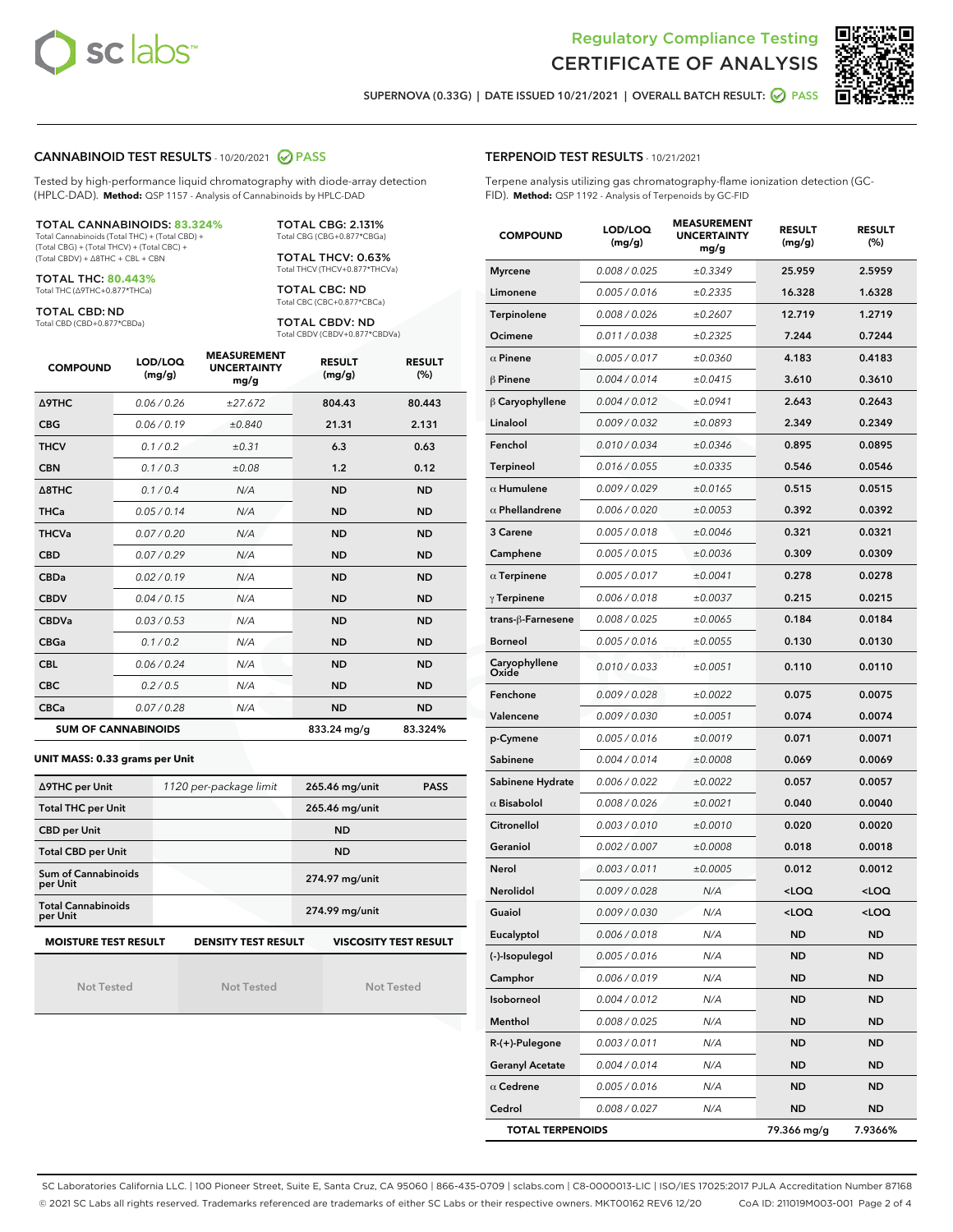## Regulatory Compliance Testing
# CERTIFICATE OF ANALYSIS

SUPERNOVA (0.33G) | DATE ISSUED 10/21/2021 | OVERALL BATCH RESULT: PASS

### CANNABINOID TEST RESULTS - 10/20/2021 PASS

Tested by high-performance liquid chromatography with diode-array detection (HPLC-DAD). **Method:** QSP 1157 - Analysis of Cannabinoids by HPLC-DAD

**TOTAL CANNABINOIDS: 83.324%**
Total Cannabinoids (Total THC) + (Total CBD) + (Total CBG) + (Total THCV) + (Total CBC) + (Total CBDV) + Δ8THC + CBL + CBN

**TOTAL THC: 80.443%**
Total THC (Δ9THC+0.877*THCa)

**TOTAL CBD: ND**
Total CBD (CBD+0.877*CBDa)

**TOTAL CBG: 2.131%**
Total CBG (CBG+0.877*CBGa)

**TOTAL THCV: 0.63%**
Total THCV (THCV+0.877*THCVa)

**TOTAL CBC: ND**
Total CBC (CBC+0.877*CBCa)

**TOTAL CBDV: ND**
Total CBDV (CBDV+0.877*CBDVa)

| COMPOUND | LOD/LOQ (mg/g) | MEASUREMENT UNCERTAINTY mg/g | RESULT (mg/g) | RESULT (%) |
|---|---|---|---|---|
| Δ9THC | 0.06 / 0.26 | ±27.672 | 804.43 | 80.443 |
| CBG | 0.06 / 0.19 | ±0.840 | 21.31 | 2.131 |
| THCV | 0.1 / 0.2 | ±0.31 | 6.3 | 0.63 |
| CBN | 0.1 / 0.3 | ±0.08 | 1.2 | 0.12 |
| Δ8THC | 0.1 / 0.4 | N/A | ND | ND |
| THCa | 0.05 / 0.14 | N/A | ND | ND |
| THCVa | 0.07 / 0.20 | N/A | ND | ND |
| CBD | 0.07 / 0.29 | N/A | ND | ND |
| CBDa | 0.02 / 0.19 | N/A | ND | ND |
| CBDV | 0.04 / 0.15 | N/A | ND | ND |
| CBDVa | 0.03 / 0.53 | N/A | ND | ND |
| CBGa | 0.1 / 0.2 | N/A | ND | ND |
| CBL | 0.06 / 0.24 | N/A | ND | ND |
| CBC | 0.2 / 0.5 | N/A | ND | ND |
| CBCa | 0.07 / 0.28 | N/A | ND | ND |
| **SUM OF CANNABINOIDS** | | | 833.24 mg/g | 83.324% |

**UNIT MASS: 0.33 grams per Unit**

| | | | |
|---|---|---|---|
| Δ9THC per Unit | 1120 per-package limit | 265.46 mg/unit | PASS |
| Total THC per Unit | | 265.46 mg/unit | |
| CBD per Unit | | ND | |
| Total CBD per Unit | | ND | |
| Sum of Cannabinoids per Unit | | 274.97 mg/unit | |
| Total Cannabinoids per Unit | | 274.99 mg/unit | |

| MOISTURE TEST RESULT | DENSITY TEST RESULT | VISCOSITY TEST RESULT |
|---|---|---|
| Not Tested | Not Tested | Not Tested |

### TERPENOID TEST RESULTS - 10/21/2021

Terpene analysis utilizing gas chromatography-flame ionization detection (GC-FID). **Method:** QSP 1192 - Analysis of Terpenoids by GC-FID

| COMPOUND | LOD/LOQ (mg/g) | MEASUREMENT UNCERTAINTY mg/g | RESULT (mg/g) | RESULT (%) |
|---|---|---|---|---|
| Myrcene | 0.008 / 0.025 | ±0.3349 | 25.959 | 2.5959 |
| Limonene | 0.005 / 0.016 | ±0.2335 | 16.328 | 1.6328 |
| Terpinolene | 0.008 / 0.026 | ±0.2607 | 12.719 | 1.2719 |
| Ocimene | 0.011 / 0.038 | ±0.2325 | 7.244 | 0.7244 |
| α Pinene | 0.005 / 0.017 | ±0.0360 | 4.183 | 0.4183 |
| β Pinene | 0.004 / 0.014 | ±0.0415 | 3.610 | 0.3610 |
| β Caryophyllene | 0.004 / 0.012 | ±0.0941 | 2.643 | 0.2643 |
| Linalool | 0.009 / 0.032 | ±0.0893 | 2.349 | 0.2349 |
| Fenchol | 0.010 / 0.034 | ±0.0346 | 0.895 | 0.0895 |
| Terpineol | 0.016 / 0.055 | ±0.0335 | 0.546 | 0.0546 |
| α Humulene | 0.009 / 0.029 | ±0.0165 | 0.515 | 0.0515 |
| α Phellandrene | 0.006 / 0.020 | ±0.0053 | 0.392 | 0.0392 |
| 3 Carene | 0.005 / 0.018 | ±0.0046 | 0.321 | 0.0321 |
| Camphene | 0.005 / 0.015 | ±0.0036 | 0.309 | 0.0309 |
| α Terpinene | 0.005 / 0.017 | ±0.0041 | 0.278 | 0.0278 |
| γ Terpinene | 0.006 / 0.018 | ±0.0037 | 0.215 | 0.0215 |
| trans-β-Farnesene | 0.008 / 0.025 | ±0.0065 | 0.184 | 0.0184 |
| Borneol | 0.005 / 0.016 | ±0.0055 | 0.130 | 0.0130 |
| Caryophyllene Oxide | 0.010 / 0.033 | ±0.0051 | 0.110 | 0.0110 |
| Fenchone | 0.009 / 0.028 | ±0.0022 | 0.075 | 0.0075 |
| Valencene | 0.009 / 0.030 | ±0.0051 | 0.074 | 0.0074 |
| p-Cymene | 0.005 / 0.016 | ±0.0019 | 0.071 | 0.0071 |
| Sabinene | 0.004 / 0.014 | ±0.0008 | 0.069 | 0.0069 |
| Sabinene Hydrate | 0.006 / 0.022 | ±0.0022 | 0.057 | 0.0057 |
| α Bisabolol | 0.008 / 0.026 | ±0.0021 | 0.040 | 0.0040 |
| Citronellol | 0.003 / 0.010 | ±0.0010 | 0.020 | 0.0020 |
| Geraniol | 0.002 / 0.007 | ±0.0008 | 0.018 | 0.0018 |
| Nerol | 0.003 / 0.011 | ±0.0005 | 0.012 | 0.0012 |
| Nerolidol | 0.009 / 0.028 | N/A | <LOQ | <LOQ |
| Guaiol | 0.009 / 0.030 | N/A | <LOQ | <LOQ |
| Eucalyptol | 0.006 / 0.018 | N/A | ND | ND |
| (-)-Isopulegol | 0.005 / 0.016 | N/A | ND | ND |
| Camphor | 0.006 / 0.019 | N/A | ND | ND |
| Isoborneol | 0.004 / 0.012 | N/A | ND | ND |
| Menthol | 0.008 / 0.025 | N/A | ND | ND |
| R-(+)-Pulegone | 0.003 / 0.011 | N/A | ND | ND |
| Geranyl Acetate | 0.004 / 0.014 | N/A | ND | ND |
| α Cedrene | 0.005 / 0.016 | N/A | ND | ND |
| Cedrol | 0.008 / 0.027 | N/A | ND | ND |
| **TOTAL TERPENOIDS** | | | 79.366 mg/g | 7.9366% |

SC Laboratories California LLC. | 100 Pioneer Street, Suite E, Santa Cruz, CA 95060 | 866-435-0709 | sclabs.com | C8-0000013-LIC | ISO/IES 17025:2017 PJLA Accreditation Number 87168
© 2021 SC Labs all rights reserved. Trademarks referenced are trademarks of either SC Labs or their respective owners. MKT00162 REV6 12/20 CoA ID: 211019M003-001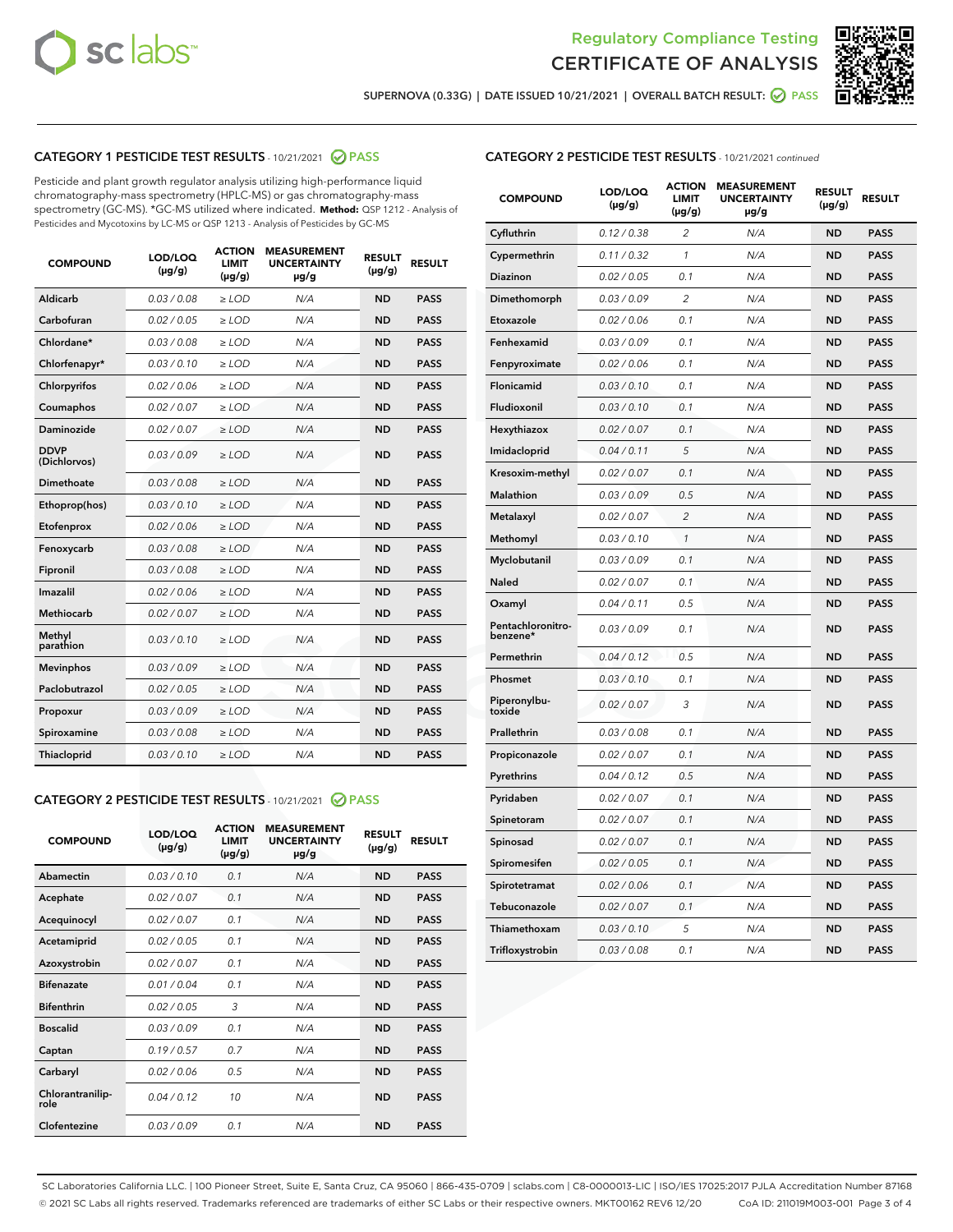Regulatory Compliance Testing

# CERTIFICATE OF ANALYSIS

SUPERNOVA (0.33G) | DATE ISSUED 10/21/2021 | OVERALL BATCH RESULT: PASS

## CATEGORY 1 PESTICIDE TEST RESULTS - 10/21/2021 PASS

Pesticide and plant growth regulator analysis utilizing high-performance liquid chromatography-mass spectrometry (HPLC-MS) or gas chromatography-mass spectrometry (GC-MS). *GC-MS utilized where indicated. **Method:** QSP 1212 - Analysis of Pesticides and Mycotoxins by LC-MS or QSP 1213 - Analysis of Pesticides by GC-MS

| COMPOUND | LOD/LOQ (µg/g) | ACTION LIMIT (µg/g) | MEASUREMENT UNCERTAINTY µg/g | RESULT (µg/g) | RESULT |
|---|---|---|---|---|---|
| Aldicarb | 0.03 / 0.08 | ≥ LOD | N/A | ND | PASS |
| Carbofuran | 0.02 / 0.05 | ≥ LOD | N/A | ND | PASS |
| Chlordane* | 0.03 / 0.08 | ≥ LOD | N/A | ND | PASS |
| Chlorfenapyr* | 0.03 / 0.10 | ≥ LOD | N/A | ND | PASS |
| Chlorpyrifos | 0.02 / 0.06 | ≥ LOD | N/A | ND | PASS |
| Coumaphos | 0.02 / 0.07 | ≥ LOD | N/A | ND | PASS |
| Daminozide | 0.02 / 0.07 | ≥ LOD | N/A | ND | PASS |
| DDVP (Dichlorvos) | 0.03 / 0.09 | ≥ LOD | N/A | ND | PASS |
| Dimethoate | 0.03 / 0.08 | ≥ LOD | N/A | ND | PASS |
| Ethoprop(hos) | 0.03 / 0.10 | ≥ LOD | N/A | ND | PASS |
| Etofenprox | 0.02 / 0.06 | ≥ LOD | N/A | ND | PASS |
| Fenoxycarb | 0.03 / 0.08 | ≥ LOD | N/A | ND | PASS |
| Fipronil | 0.03 / 0.08 | ≥ LOD | N/A | ND | PASS |
| Imazalil | 0.02 / 0.06 | ≥ LOD | N/A | ND | PASS |
| Methiocarb | 0.02 / 0.07 | ≥ LOD | N/A | ND | PASS |
| Methyl parathion | 0.03 / 0.10 | ≥ LOD | N/A | ND | PASS |
| Mevinphos | 0.03 / 0.09 | ≥ LOD | N/A | ND | PASS |
| Paclobutrazol | 0.02 / 0.05 | ≥ LOD | N/A | ND | PASS |
| Propoxur | 0.03 / 0.09 | ≥ LOD | N/A | ND | PASS |
| Spiroxamine | 0.03 / 0.08 | ≥ LOD | N/A | ND | PASS |
| Thiacloprid | 0.03 / 0.10 | ≥ LOD | N/A | ND | PASS |

## CATEGORY 2 PESTICIDE TEST RESULTS - 10/21/2021 PASS

| COMPOUND | LOD/LOQ (µg/g) | ACTION LIMIT (µg/g) | MEASUREMENT UNCERTAINTY µg/g | RESULT (µg/g) | RESULT |
|---|---|---|---|---|---|
| Abamectin | 0.03 / 0.10 | 0.1 | N/A | ND | PASS |
| Acephate | 0.02 / 0.07 | 0.1 | N/A | ND | PASS |
| Acequinocyl | 0.02 / 0.07 | 0.1 | N/A | ND | PASS |
| Acetamiprid | 0.02 / 0.05 | 0.1 | N/A | ND | PASS |
| Azoxystrobin | 0.02 / 0.07 | 0.1 | N/A | ND | PASS |
| Bifenazate | 0.01 / 0.04 | 0.1 | N/A | ND | PASS |
| Bifenthrin | 0.02 / 0.05 | 3 | N/A | ND | PASS |
| Boscalid | 0.03 / 0.09 | 0.1 | N/A | ND | PASS |
| Captan | 0.19 / 0.57 | 0.7 | N/A | ND | PASS |
| Carbaryl | 0.02 / 0.06 | 0.5 | N/A | ND | PASS |
| Chlorantraniliprole | 0.04 / 0.12 | 10 | N/A | ND | PASS |
| Clofentezine | 0.03 / 0.09 | 0.1 | N/A | ND | PASS |
| Cyfluthrin | 0.12 / 0.38 | 2 | N/A | ND | PASS |
| Cypermethrin | 0.11 / 0.32 | 1 | N/A | ND | PASS |
| Diazinon | 0.02 / 0.05 | 0.1 | N/A | ND | PASS |
| Dimethomorph | 0.03 / 0.09 | 2 | N/A | ND | PASS |
| Etoxazole | 0.02 / 0.06 | 0.1 | N/A | ND | PASS |
| Fenhexamid | 0.03 / 0.09 | 0.1 | N/A | ND | PASS |
| Fenpyroximate | 0.02 / 0.06 | 0.1 | N/A | ND | PASS |
| Flonicamid | 0.03 / 0.10 | 0.1 | N/A | ND | PASS |
| Fludioxonil | 0.03 / 0.10 | 0.1 | N/A | ND | PASS |
| Hexythiazox | 0.02 / 0.07 | 0.1 | N/A | ND | PASS |
| Imidacloprid | 0.04 / 0.11 | 5 | N/A | ND | PASS |
| Kresoxim-methyl | 0.02 / 0.07 | 0.1 | N/A | ND | PASS |
| Malathion | 0.03 / 0.09 | 0.5 | N/A | ND | PASS |
| Metalaxyl | 0.02 / 0.07 | 2 | N/A | ND | PASS |
| Methomyl | 0.03 / 0.10 | 1 | N/A | ND | PASS |
| Myclobutanil | 0.03 / 0.09 | 0.1 | N/A | ND | PASS |
| Naled | 0.02 / 0.07 | 0.1 | N/A | ND | PASS |
| Oxamyl | 0.04 / 0.11 | 0.5 | N/A | ND | PASS |
| Pentachloronitrobenzene* | 0.03 / 0.09 | 0.1 | N/A | ND | PASS |
| Permethrin | 0.04 / 0.12 | 0.5 | N/A | ND | PASS |
| Phosmet | 0.03 / 0.10 | 0.1 | N/A | ND | PASS |
| Piperonylbutoxide | 0.02 / 0.07 | 3 | N/A | ND | PASS |
| Prallethrin | 0.03 / 0.08 | 0.1 | N/A | ND | PASS |
| Propiconazole | 0.02 / 0.07 | 0.1 | N/A | ND | PASS |
| Pyrethrins | 0.04 / 0.12 | 0.5 | N/A | ND | PASS |
| Pyridaben | 0.02 / 0.07 | 0.1 | N/A | ND | PASS |
| Spinetoram | 0.02 / 0.07 | 0.1 | N/A | ND | PASS |
| Spinosad | 0.02 / 0.07 | 0.1 | N/A | ND | PASS |
| Spiromesifen | 0.02 / 0.05 | 0.1 | N/A | ND | PASS |
| Spirotetramat | 0.02 / 0.06 | 0.1 | N/A | ND | PASS |
| Tebuconazole | 0.02 / 0.07 | 0.1 | N/A | ND | PASS |
| Thiamethoxam | 0.03 / 0.10 | 5 | N/A | ND | PASS |
| Trifloxystrobin | 0.03 / 0.08 | 0.1 | N/A | ND | PASS |

SC Laboratories California LLC. | 100 Pioneer Street, Suite E, Santa Cruz, CA 95060 | 866-435-0709 | sclabs.com | C8-0000013-LIC | ISO/IES 17025:2017 PJLA Accreditation Number 87168
© 2021 SC Labs all rights reserved. Trademarks referenced are trademarks of either SC Labs or their respective owners. MKT00162 REV6 12/20 CoA ID: 211019M003-001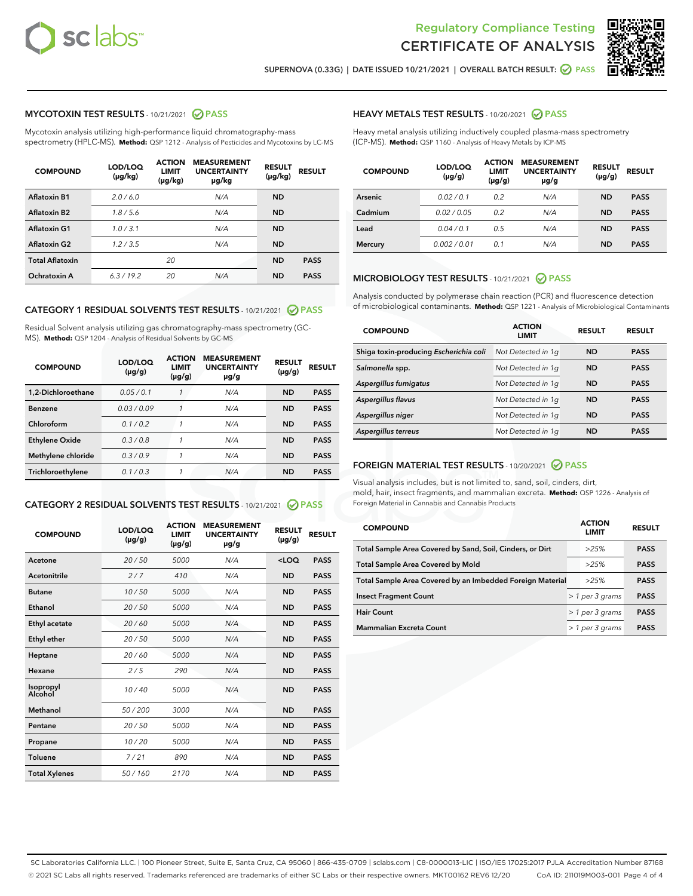Regulatory Compliance Testing
CERTIFICATE OF ANALYSIS

SUPERNOVA (0.33G) | DATE ISSUED 10/21/2021 | OVERALL BATCH RESULT: PASS

## MYCOTOXIN TEST RESULTS - 10/21/2021 PASS

Mycotoxin analysis utilizing high-performance liquid chromatography-mass spectrometry (HPLC-MS). **Method:** QSP 1212 - Analysis of Pesticides and Mycotoxins by LC-MS

| COMPOUND | LOD/LOQ (µg/kg) | ACTION LIMIT (µg/kg) | MEASUREMENT UNCERTAINTY µg/kg | RESULT (µg/kg) | RESULT |
|---|---|---|---|---|---|
| Aflatoxin B1 | 2.0 / 6.0 | | N/A | ND | |
| Aflatoxin B2 | 1.8 / 5.6 | | N/A | ND | |
| Aflatoxin G1 | 1.0 / 3.1 | | N/A | ND | |
| Aflatoxin G2 | 1.2 / 3.5 | | N/A | ND | |
| Total Aflatoxin | | 20 | | ND | PASS |
| Ochratoxin A | 6.3 / 19.2 | 20 | N/A | ND | PASS |

## CATEGORY 1 RESIDUAL SOLVENTS TEST RESULTS - 10/21/2021 PASS

Residual Solvent analysis utilizing gas chromatography-mass spectrometry (GC-MS). **Method:** QSP 1204 - Analysis of Residual Solvents by GC-MS

| COMPOUND | LOD/LOQ (µg/g) | ACTION LIMIT (µg/g) | MEASUREMENT UNCERTAINTY µg/g | RESULT (µg/g) | RESULT |
|---|---|---|---|---|---|
| 1,2-Dichloroethane | 0.05 / 0.1 | 1 | N/A | ND | PASS |
| Benzene | 0.03 / 0.09 | 1 | N/A | ND | PASS |
| Chloroform | 0.1 / 0.2 | 1 | N/A | ND | PASS |
| Ethylene Oxide | 0.3 / 0.8 | 1 | N/A | ND | PASS |
| Methylene chloride | 0.3 / 0.9 | 1 | N/A | ND | PASS |
| Trichloroethylene | 0.1 / 0.3 | 1 | N/A | ND | PASS |

## CATEGORY 2 RESIDUAL SOLVENTS TEST RESULTS - 10/21/2021 PASS

| COMPOUND | LOD/LOQ (µg/g) | ACTION LIMIT (µg/g) | MEASUREMENT UNCERTAINTY µg/g | RESULT (µg/g) | RESULT |
|---|---|---|---|---|---|
| Acetone | 20 / 50 | 5000 | N/A | <LOQ | PASS |
| Acetonitrile | 2 / 7 | 410 | N/A | ND | PASS |
| Butane | 10 / 50 | 5000 | N/A | ND | PASS |
| Ethanol | 20 / 50 | 5000 | N/A | ND | PASS |
| Ethyl acetate | 20 / 60 | 5000 | N/A | ND | PASS |
| Ethyl ether | 20 / 50 | 5000 | N/A | ND | PASS |
| Heptane | 20 / 60 | 5000 | N/A | ND | PASS |
| Hexane | 2 / 5 | 290 | N/A | ND | PASS |
| Isopropyl Alcohol | 10 / 40 | 5000 | N/A | ND | PASS |
| Methanol | 50 / 200 | 3000 | N/A | ND | PASS |
| Pentane | 20 / 50 | 5000 | N/A | ND | PASS |
| Propane | 10 / 20 | 5000 | N/A | ND | PASS |
| Toluene | 7 / 21 | 890 | N/A | ND | PASS |
| Total Xylenes | 50 / 160 | 2170 | N/A | ND | PASS |

## HEAVY METALS TEST RESULTS - 10/20/2021 PASS

Heavy metal analysis utilizing inductively coupled plasma-mass spectrometry (ICP-MS). **Method:** QSP 1160 - Analysis of Heavy Metals by ICP-MS

| COMPOUND | LOD/LOQ (µg/g) | ACTION LIMIT (µg/g) | MEASUREMENT UNCERTAINTY µg/g | RESULT (µg/g) | RESULT |
|---|---|---|---|---|---|
| Arsenic | 0.02 / 0.1 | 0.2 | N/A | ND | PASS |
| Cadmium | 0.02 / 0.05 | 0.2 | N/A | ND | PASS |
| Lead | 0.04 / 0.1 | 0.5 | N/A | ND | PASS |
| Mercury | 0.002 / 0.01 | 0.1 | N/A | ND | PASS |

## MICROBIOLOGY TEST RESULTS - 10/21/2021 PASS

Analysis conducted by polymerase chain reaction (PCR) and fluorescence detection of microbiological contaminants. **Method:** QSP 1221 - Analysis of Microbiological Contaminants

| COMPOUND | ACTION LIMIT | RESULT | RESULT |
|---|---|---|---|
| Shiga toxin-producing *Escherichia coli* | Not Detected in 1g | ND | PASS |
| *Salmonella* spp. | Not Detected in 1g | ND | PASS |
| *Aspergillus fumigatus* | Not Detected in 1g | ND | PASS |
| *Aspergillus flavus* | Not Detected in 1g | ND | PASS |
| *Aspergillus niger* | Not Detected in 1g | ND | PASS |
| *Aspergillus terreus* | Not Detected in 1g | ND | PASS |

## FOREIGN MATERIAL TEST RESULTS - 10/20/2021 PASS

Visual analysis includes, but is not limited to, sand, soil, cinders, dirt, mold, hair, insect fragments, and mammalian excreta. **Method:** QSP 1226 - Analysis of Foreign Material in Cannabis and Cannabis Products

| COMPOUND | ACTION LIMIT | RESULT |
|---|---|---|
| Total Sample Area Covered by Sand, Soil, Cinders, or Dirt | >25% | PASS |
| Total Sample Area Covered by Mold | >25% | PASS |
| Total Sample Area Covered by an Imbedded Foreign Material | >25% | PASS |
| Insect Fragment Count | > 1 per 3 grams | PASS |
| Hair Count | > 1 per 3 grams | PASS |
| Mammalian Excreta Count | > 1 per 3 grams | PASS |

SC Laboratories California LLC. | 100 Pioneer Street, Suite E, Santa Cruz, CA 95060 | 866-435-0709 | sclabs.com | C8-0000013-LIC | ISO/IES 17025:2017 PJLA Accreditation Number 87168
© 2021 SC Labs all rights reserved. Trademarks referenced are trademarks of either SC Labs or their respective owners. MKT00162 REV6 12/20 CoA ID: 211019M003-001